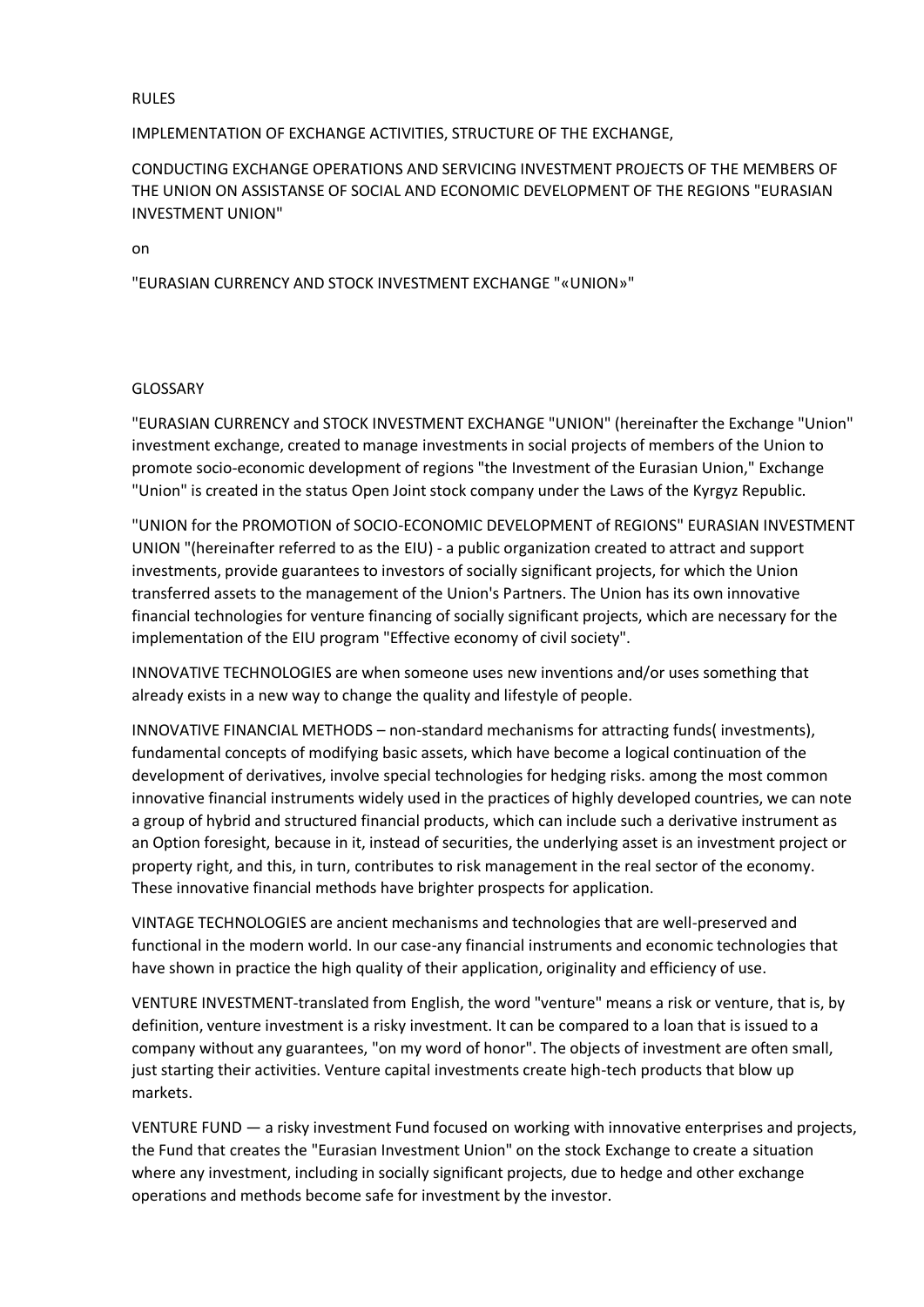# RULES

## IMPLEMENTATION OF EXCHANGE ACTIVITIES, STRUCTURE OF THE EXCHANGE,

## CONDUCTING EXCHANGE OPERATIONS AND SERVICING INVESTMENT PROJECTS OF THE MEMBERS OF THE UNION ON ASSISTANSE OF SOCIAL AND ECONOMIC DEVELOPMENT OF THE REGIONS "EURASIAN INVESTMENT UNION"

on

## "EURASIAN CURRENCY AND STOCK INVESTMENT EXCHANGE "«UNION»"

## GLOSSARY

"EURASIAN CURRENCY and STOCK INVESTMENT EXCHANGE "UNION" (hereinafter the Exchange "Union" investment exchange, created to manage investments in social projects of members of the Union to promote socio-economic development of regions "the Investment of the Eurasian Union," Exchange "Union" is created in the status Open Joint stock company under the Laws of the Kyrgyz Republic.

"UNION for the PROMOTION of SOCIO-ECONOMIC DEVELOPMENT of REGIONS" EURASIAN INVESTMENT UNION "(hereinafter referred to as the EIU) - a public organization created to attract and support investments, provide guarantees to investors of socially significant projects, for which the Union transferred assets to the management of the Union's Partners. The Union has its own innovative financial technologies for venture financing of socially significant projects, which are necessary for the implementation of the EIU program "Effective economy of civil society".

INNOVATIVE TECHNOLOGIES are when someone uses new inventions and/or uses something that already exists in a new way to change the quality and lifestyle of people.

INNOVATIVE FINANCIAL METHODS – non-standard mechanisms for attracting funds( investments), fundamental concepts of modifying basic assets, which have become a logical continuation of the development of derivatives, involve special technologies for hedging risks. among the most common innovative financial instruments widely used in the practices of highly developed countries, we can note a group of hybrid and structured financial products, which can include such a derivative instrument as an Option foresight, because in it, instead of securities, the underlying asset is an investment project or property right, and this, in turn, contributes to risk management in the real sector of the economy. These innovative financial methods have brighter prospects for application.

VINTAGE TECHNOLOGIES are ancient mechanisms and technologies that are well-preserved and functional in the modern world. In our case-any financial instruments and economic technologies that have shown in practice the high quality of their application, originality and efficiency of use.

VENTURE INVESTMENT-translated from English, the word "venture" means a risk or venture, that is, by definition, venture investment is a risky investment. It can be compared to a loan that is issued to a company without any guarantees, "on my word of honor". The objects of investment are often small, just starting their activities. Venture capital investments create high-tech products that blow up markets.

VENTURE FUND — a risky investment Fund focused on working with innovative enterprises and projects, the Fund that creates the "Eurasian Investment Union" on the stock Exchange to create a situation where any investment, including in socially significant projects, due to hedge and other exchange operations and methods become safe for investment by the investor.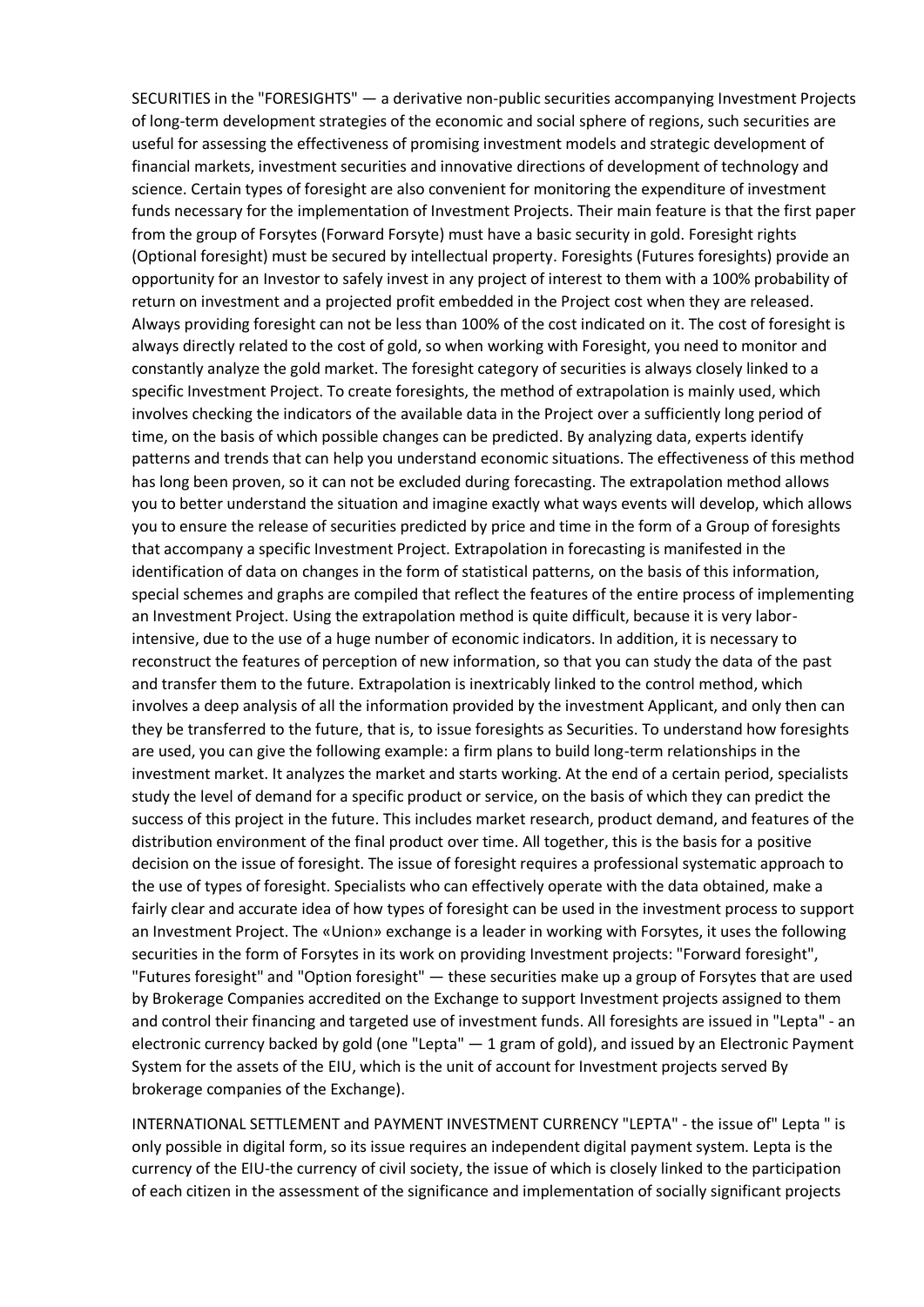SECURITIES in the "FORESIGHTS" — a derivative non-public securities accompanying Investment Projects of long-term development strategies of the economic and social sphere of regions, such securities are useful for assessing the effectiveness of promising investment models and strategic development of financial markets, investment securities and innovative directions of development of technology and science. Certain types of foresight are also convenient for monitoring the expenditure of investment funds necessary for the implementation of Investment Projects. Their main feature is that the first paper from the group of Forsytes (Forward Forsyte) must have a basic security in gold. Foresight rights (Optional foresight) must be secured by intellectual property. Foresights (Futures foresights) provide an opportunity for an Investor to safely invest in any project of interest to them with a 100% probability of return on investment and a projected profit embedded in the Project cost when they are released. Always providing foresight can not be less than 100% of the cost indicated on it. The cost of foresight is always directly related to the cost of gold, so when working with Foresight, you need to monitor and constantly analyze the gold market. The foresight category of securities is always closely linked to a specific Investment Project. To create foresights, the method of extrapolation is mainly used, which involves checking the indicators of the available data in the Project over a sufficiently long period of time, on the basis of which possible changes can be predicted. By analyzing data, experts identify patterns and trends that can help you understand economic situations. The effectiveness of this method has long been proven, so it can not be excluded during forecasting. The extrapolation method allows you to better understand the situation and imagine exactly what ways events will develop, which allows you to ensure the release of securities predicted by price and time in the form of a Group of foresights that accompany a specific Investment Project. Extrapolation in forecasting is manifested in the identification of data on changes in the form of statistical patterns, on the basis of this information, special schemes and graphs are compiled that reflect the features of the entire process of implementing an Investment Project. Using the extrapolation method is quite difficult, because it is very labor-intensive, due to the use of a huge number of economic indicators. In addition, it is necessary to reconstruct the features of perception of new information, so that you can study the data of the past and transfer them to the future. Extrapolation is inextricably linked to the control method, which involves a deep analysis of all the information provided by the investment Applicant, and only then can they be transferred to the future, that is, to issue foresights as Securities. To understand how foresights are used, you can give the following example: a firm plans to build long-term relationships in the investment market. It analyzes the market and starts working. At the end of a certain period, specialists study the level of demand for a specific product or service, on the basis of which they can predict the success of this project in the future. This includes market research, product demand, and features of the distribution environment of the final product over time. All together, this is the basis for a positive decision on the issue of foresight. The issue of foresight requires a professional systematic approach to the use of types of foresight. Specialists who can effectively operate with the data obtained, make a fairly clear and accurate idea of how types of foresight can be used in the investment process to support an Investment Project. The «Union» exchange is a leader in working with Forsytes, it uses the following securities in the form of Forsytes in its work on providing Investment projects: "Forward foresight", "Futures foresight" and "Option foresight" — these securities make up a group of Forsytes that are used by Brokerage Companies accredited on the Exchange to support Investment projects assigned to them and control their financing and targeted use of investment funds. All foresights are issued in "Lepta" - an electronic currency backed by gold (one "Lepta" — 1 gram of gold), and issued by an Electronic Payment System for the assets of the EIU, which is the unit of account for Investment projects served By brokerage companies of the Exchange).

INTERNATIONAL SETTLEMENT and PAYMENT INVESTMENT CURRENCY "LEPTA" - the issue of" Lepta " is only possible in digital form, so its issue requires an independent digital payment system. Lepta is the currency of the EIU-the currency of civil society, the issue of which is closely linked to the participation of each citizen in the assessment of the significance and implementation of socially significant projects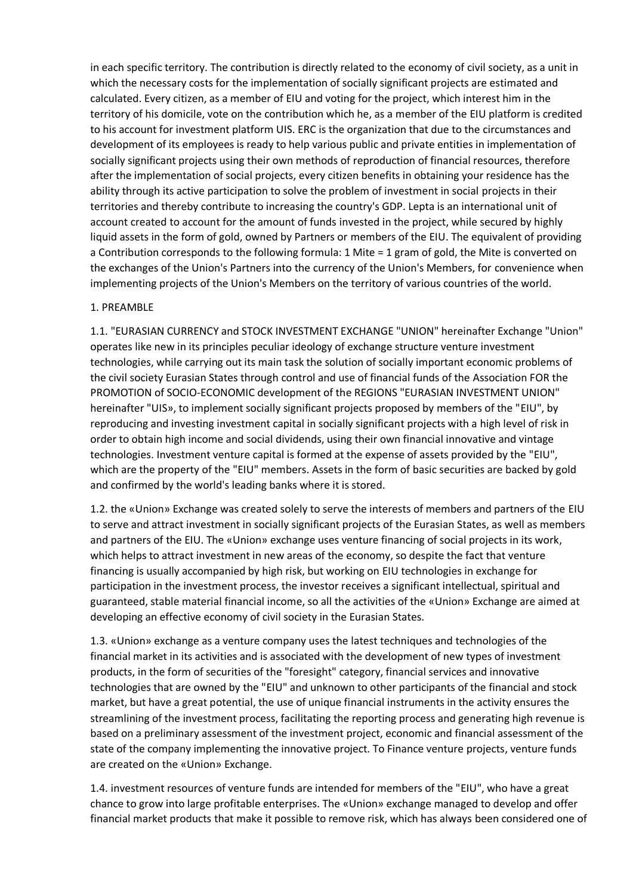in each specific territory. The contribution is directly related to the economy of civil society, as a unit in which the necessary costs for the implementation of socially significant projects are estimated and calculated. Every citizen, as a member of EIU and voting for the project, which interest him in the territory of his domicile, vote on the contribution which he, as a member of the EIU platform is credited to his account for investment platform UIS. ERC is the organization that due to the circumstances and development of its employees is ready to help various public and private entities in implementation of socially significant projects using their own methods of reproduction of financial resources, therefore after the implementation of social projects, every citizen benefits in obtaining your residence has the ability through its active participation to solve the problem of investment in social projects in their territories and thereby contribute to increasing the country's GDP. Lepta is an international unit of account created to account for the amount of funds invested in the project, while secured by highly liquid assets in the form of gold, owned by Partners or members of the EIU. The equivalent of providing a Contribution corresponds to the following formula: 1 Mite = 1 gram of gold, the Mite is converted on the exchanges of the Union's Partners into the currency of the Union's Members, for convenience when implementing projects of the Union's Members on the territory of various countries of the world.

## 1. PREAMBLE

1.1. "EURASIAN CURRENCY and STOCK INVESTMENT EXCHANGE "UNION" hereinafter Exchange "Union" operates like new in its principles peculiar ideology of exchange structure venture investment technologies, while carrying out its main task the solution of socially important economic problems of the civil society Eurasian States through control and use of financial funds of the Association FOR the PROMOTION of SOCIO-ECONOMIC development of the REGIONS "EURASIAN INVESTMENT UNION" hereinafter "UIS», to implement socially significant projects proposed by members of the "EIU", by reproducing and investing investment capital in socially significant projects with a high level of risk in order to obtain high income and social dividends, using their own financial innovative and vintage technologies. Investment venture capital is formed at the expense of assets provided by the "EIU", which are the property of the "EIU" members. Assets in the form of basic securities are backed by gold and confirmed by the world's leading banks where it is stored.

1.2. the «Union» Exchange was created solely to serve the interests of members and partners of the EIU to serve and attract investment in socially significant projects of the Eurasian States, as well as members and partners of the EIU. The «Union» exchange uses venture financing of social projects in its work, which helps to attract investment in new areas of the economy, so despite the fact that venture financing is usually accompanied by high risk, but working on EIU technologies in exchange for participation in the investment process, the investor receives a significant intellectual, spiritual and guaranteed, stable material financial income, so all the activities of the «Union» Exchange are aimed at developing an effective economy of civil society in the Eurasian States.

1.3. «Union» exchange as a venture company uses the latest techniques and technologies of the financial market in its activities and is associated with the development of new types of investment products, in the form of securities of the "foresight" category, financial services and innovative technologies that are owned by the "EIU" and unknown to other participants of the financial and stock market, but have a great potential, the use of unique financial instruments in the activity ensures the streamlining of the investment process, facilitating the reporting process and generating high revenue is based on a preliminary assessment of the investment project, economic and financial assessment of the state of the company implementing the innovative project. To Finance venture projects, venture funds are created on the «Union» Exchange.

1.4. investment resources of venture funds are intended for members of the "EIU", who have a great chance to grow into large profitable enterprises. The «Union» exchange managed to develop and offer financial market products that make it possible to remove risk, which has always been considered one of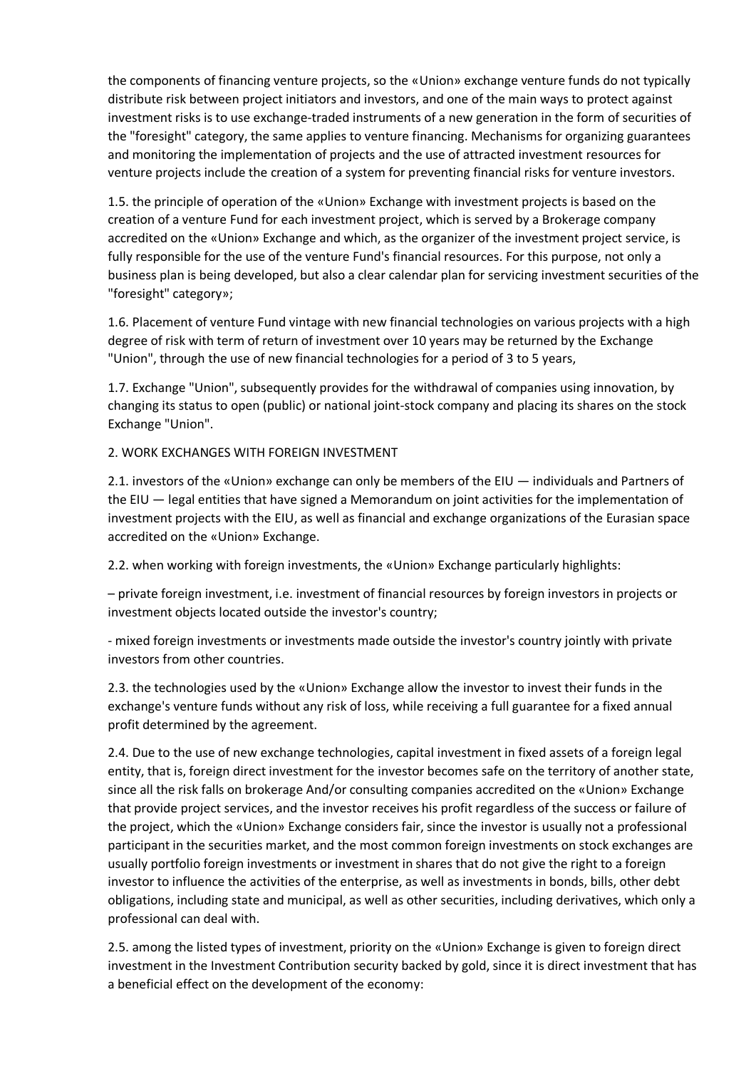the components of financing venture projects, so the «Union» exchange venture funds do not typically distribute risk between project initiators and investors, and one of the main ways to protect against investment risks is to use exchange-traded instruments of a new generation in the form of securities of the "foresight" category, the same applies to venture financing. Mechanisms for organizing guarantees and monitoring the implementation of projects and the use of attracted investment resources for venture projects include the creation of a system for preventing financial risks for venture investors.

1.5. the principle of operation of the «Union» Exchange with investment projects is based on the creation of a venture Fund for each investment project, which is served by a Brokerage company accredited on the «Union» Exchange and which, as the organizer of the investment project service, is fully responsible for the use of the venture Fund's financial resources. For this purpose, not only a business plan is being developed, but also a clear calendar plan for servicing investment securities of the "foresight" category»;

1.6. Placement of venture Fund vintage with new financial technologies on various projects with a high degree of risk with term of return of investment over 10 years may be returned by the Exchange "Union", through the use of new financial technologies for a period of 3 to 5 years,

1.7. Exchange "Union", subsequently provides for the withdrawal of companies using innovation, by changing its status to open (public) or national joint-stock company and placing its shares on the stock Exchange "Union".

## 2. WORK EXCHANGES WITH FOREIGN INVESTMENT

2.1. investors of the «Union» exchange can only be members of the EIU — individuals and Partners of the EIU — legal entities that have signed a Memorandum on joint activities for the implementation of investment projects with the EIU, as well as financial and exchange organizations of the Eurasian space accredited on the «Union» Exchange.

2.2. when working with foreign investments, the «Union» Exchange particularly highlights:

– private foreign investment, i.e. investment of financial resources by foreign investors in projects or investment objects located outside the investor's country;

- mixed foreign investments or investments made outside the investor's country jointly with private investors from other countries.

2.3. the technologies used by the «Union» Exchange allow the investor to invest their funds in the exchange's venture funds without any risk of loss, while receiving a full guarantee for a fixed annual profit determined by the agreement.

2.4. Due to the use of new exchange technologies, capital investment in fixed assets of a foreign legal entity, that is, foreign direct investment for the investor becomes safe on the territory of another state, since all the risk falls on brokerage And/or consulting companies accredited on the «Union» Exchange that provide project services, and the investor receives his profit regardless of the success or failure of the project, which the «Union» Exchange considers fair, since the investor is usually not a professional participant in the securities market, and the most common foreign investments on stock exchanges are usually portfolio foreign investments or investment in shares that do not give the right to a foreign investor to influence the activities of the enterprise, as well as investments in bonds, bills, other debt obligations, including state and municipal, as well as other securities, including derivatives, which only a professional can deal with.

2.5. among the listed types of investment, priority on the «Union» Exchange is given to foreign direct investment in the Investment Contribution security backed by gold, since it is direct investment that has a beneficial effect on the development of the economy: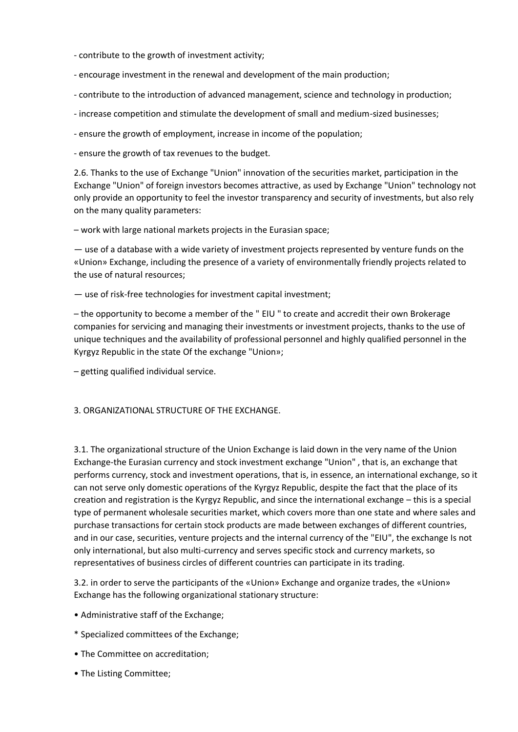- contribute to the growth of investment activity;

- encourage investment in the renewal and development of the main production;

- contribute to the introduction of advanced management, science and technology in production;

- increase competition and stimulate the development of small and medium-sized businesses;

- ensure the growth of employment, increase in income of the population;

- ensure the growth of tax revenues to the budget.

2.6. Thanks to the use of Exchange "Union" innovation of the securities market, participation in the Exchange "Union" of foreign investors becomes attractive, as used by Exchange "Union" technology not only provide an opportunity to feel the investor transparency and security of investments, but also rely on the many quality parameters:

– work with large national markets projects in the Eurasian space;

— use of a database with a wide variety of investment projects represented by venture funds on the «Union» Exchange, including the presence of a variety of environmentally friendly projects related to the use of natural resources;

— use of risk-free technologies for investment capital investment;

– the opportunity to become a member of the " EIU " to create and accredit their own Brokerage companies for servicing and managing their investments or investment projects, thanks to the use of unique techniques and the availability of professional personnel and highly qualified personnel in the Kyrgyz Republic in the state Of the exchange "Union»;

– getting qualified individual service.

3. ORGANIZATIONAL STRUCTURE OF THE EXCHANGE.

3.1. The organizational structure of the Union Exchange is laid down in the very name of the Union Exchange-the Eurasian currency and stock investment exchange "Union" , that is, an exchange that performs currency, stock and investment operations, that is, in essence, an international exchange, so it can not serve only domestic operations of the Kyrgyz Republic, despite the fact that the place of its creation and registration is the Kyrgyz Republic, and since the international exchange – this is a special type of permanent wholesale securities market, which covers more than one state and where sales and purchase transactions for certain stock products are made between exchanges of different countries, and in our case, securities, venture projects and the internal currency of the "EIU", the exchange Is not only international, but also multi-currency and serves specific stock and currency markets, so representatives of business circles of different countries can participate in its trading.

3.2. in order to serve the participants of the «Union» Exchange and organize trades, the «Union» Exchange has the following organizational stationary structure:

• Administrative staff of the Exchange;

* Specialized committees of the Exchange;

• The Committee on accreditation;

• The Listing Committee;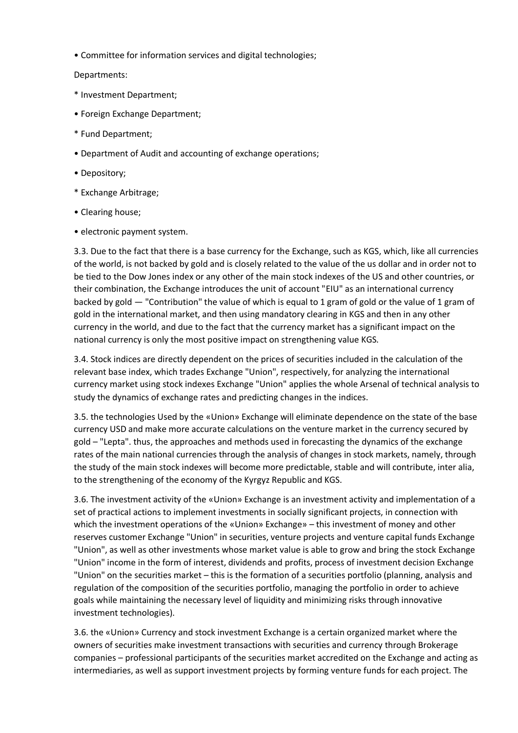• Committee for information services and digital technologies;

Departments:

* Investment Department;

• Foreign Exchange Department;

* Fund Department;

• Department of Audit and accounting of exchange operations;

• Depository;

* Exchange Arbitrage;

• Clearing house;

• electronic payment system.

3.3. Due to the fact that there is a base currency for the Exchange, such as KGS, which, like all currencies of the world, is not backed by gold and is closely related to the value of the us dollar and in order not to be tied to the Dow Jones index or any other of the main stock indexes of the US and other countries, or their combination, the Exchange introduces the unit of account "EIU" as an international currency backed by gold — "Contribution" the value of which is equal to 1 gram of gold or the value of 1 gram of gold in the international market, and then using mandatory clearing in KGS and then in any other currency in the world, and due to the fact that the currency market has a significant impact on the national currency is only the most positive impact on strengthening value KGS.

3.4. Stock indices are directly dependent on the prices of securities included in the calculation of the relevant base index, which trades Exchange "Union", respectively, for analyzing the international currency market using stock indexes Exchange "Union" applies the whole Arsenal of technical analysis to study the dynamics of exchange rates and predicting changes in the indices.

3.5. the technologies Used by the «Union» Exchange will eliminate dependence on the state of the base currency USD and make more accurate calculations on the venture market in the currency secured by gold – "Lepta". thus, the approaches and methods used in forecasting the dynamics of the exchange rates of the main national currencies through the analysis of changes in stock markets, namely, through the study of the main stock indexes will become more predictable, stable and will contribute, inter alia, to the strengthening of the economy of the Kyrgyz Republic and KGS.

3.6. The investment activity of the «Union» Exchange is an investment activity and implementation of a set of practical actions to implement investments in socially significant projects, in connection with which the investment operations of the «Union» Exchange» – this investment of money and other reserves customer Exchange "Union" in securities, venture projects and venture capital funds Exchange "Union", as well as other investments whose market value is able to grow and bring the stock Exchange "Union" income in the form of interest, dividends and profits, process of investment decision Exchange "Union" on the securities market – this is the formation of a securities portfolio (planning, analysis and regulation of the composition of the securities portfolio, managing the portfolio in order to achieve goals while maintaining the necessary level of liquidity and minimizing risks through innovative investment technologies).

3.6. the «Union» Currency and stock investment Exchange is a certain organized market where the owners of securities make investment transactions with securities and currency through Brokerage companies – professional participants of the securities market accredited on the Exchange and acting as intermediaries, as well as support investment projects by forming venture funds for each project. The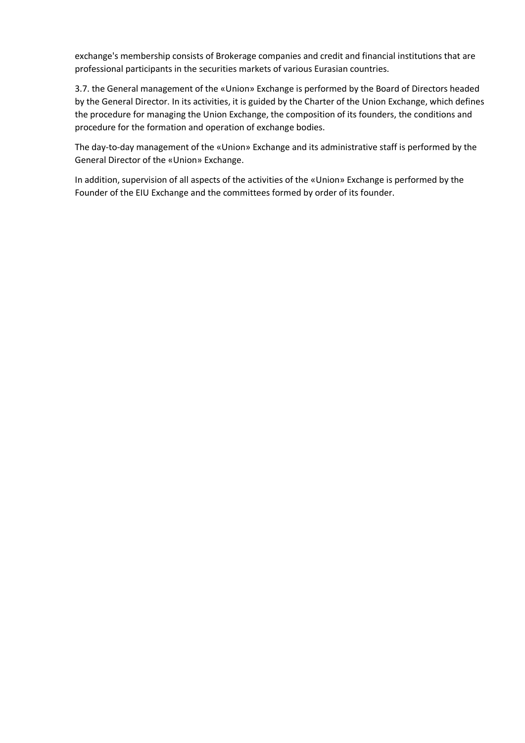exchange's membership consists of Brokerage companies and credit and financial institutions that are professional participants in the securities markets of various Eurasian countries.

3.7. the General management of the «Union» Exchange is performed by the Board of Directors headed by the General Director. In its activities, it is guided by the Charter of the Union Exchange, which defines the procedure for managing the Union Exchange, the composition of its founders, the conditions and procedure for the formation and operation of exchange bodies.

The day-to-day management of the «Union» Exchange and its administrative staff is performed by the General Director of the «Union» Exchange.

In addition, supervision of all aspects of the activities of the «Union» Exchange is performed by the Founder of the EIU Exchange and the committees formed by order of its founder.